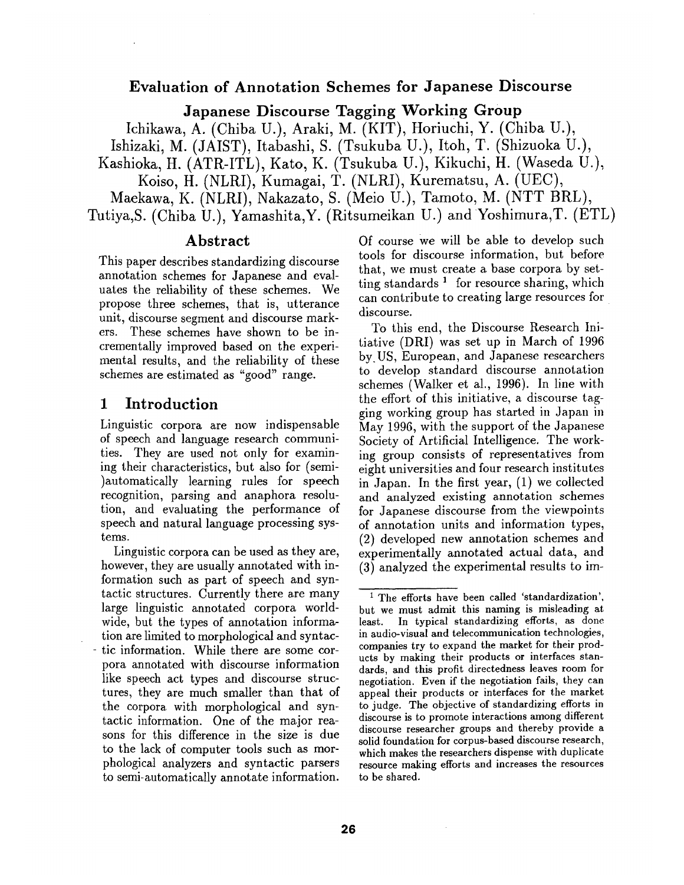# Evaluation of Annotation Schemes for Japanese Discourse

## Japanese Discourse Tagging Working Group

Ichikawa, A. (Chiba U.), Araki, M. (KIT), Horiuchi, Y. (Chiba U.), Ishizaki, M. (JAIST), Itabashi, S. (Tsukuba U.), Itoh, T. (Shizuoka U.), Kashioka, H. (ATR-ITL), Kato, K. (Tsukuba U.), Kikuchi, H. (Waseda U.), Koiso, H. (NLRI), Kumagai, T. (NLRI), Kurematsu, A. (UEC), Maekawa, K. (NLRI), Nakazato, S. (Meio U.), Tamoto, M. (NTT BRL), Tutiya,S. (Chiba U.), Yamashita,Y. (Ritsumeikan U.) and Yoshimura,T. (ETL)

### Abstract

This paper describes standardizing discourse annotation schemes for Japanese and evaluates the reliability of these schemes. We propose three schemes, that is, utterance unit, discourse segment and discourse markers. These schemes have shown to be incrementally improved based on the experimental results, and the reliability of these schemes are estimated as "good" range.

## 1 Introduction

Linguistic corpora are now indispensable of speech and language research communities. They are used not only for examining their characteristics, but also for (semi-)automatically learning rules for speech recognition, parsing and anaphora resolution, and evaluating the performance of speech and natural language processing systems.

Linguistic corpora can be used as they are, however, they are usually annotated with information such as part of speech and syntactic structures. Currently there are many large linguistic annotated corpora worldwide, but the types of annotation information are limited to morphological and syntactic information. While there are some corpora annotated with discourse information like speech act types and discourse structures, they are much smaller than that of the corpora with morphological and syntactic information. One of the major reasons for this difference in the size is due to the lack of computer tools such as morphological analyzers and syntactic parsers to semi-automatically annotate information. Of course we will be able to develop such tools for discourse information, but before that, we must create a base corpora by setting standards [1] for resource sharing, which can contribute to creating large resources for discourse.

To this end, the Discourse Research Initiative (DRI) was set up in March of 1996 by US, European, and Japanese researchers to develop standard discourse annotation schemes (Walker et al., 1996). In line with the effort of this initiative, a discourse tagging working group has started in Japan in May 1996, with the support of the Japanese Society of Artificial Intelligence. The working group consists of representatives from eight universities and four research institutes in Japan. In the first year, (1) we collected and analyzed existing annotation schemes for Japanese discourse from the viewpoints of annotation units and information types, (2) developed new annotation schemes and experimentally annotated actual data, and (3) analyzed the experimental results to im-

[1] The efforts have been called 'standardization', but we must admit this naming is misleading at least. In typical standardizing efforts, as done in audio-visual and telecommunication technologies, companies try to expand the market for their products by making their products or interfaces standards, and this profit directedness leaves room for negotiation. Even if the negotiation fails, they can appeal their products or interfaces for the market to judge. The objective of standardizing efforts in discourse is to promote interactions among different discourse researcher groups and thereby provide a solid foundation for corpus-based discourse research, which makes the researchers dispense with duplicate resource making efforts and increases the resources to be shared.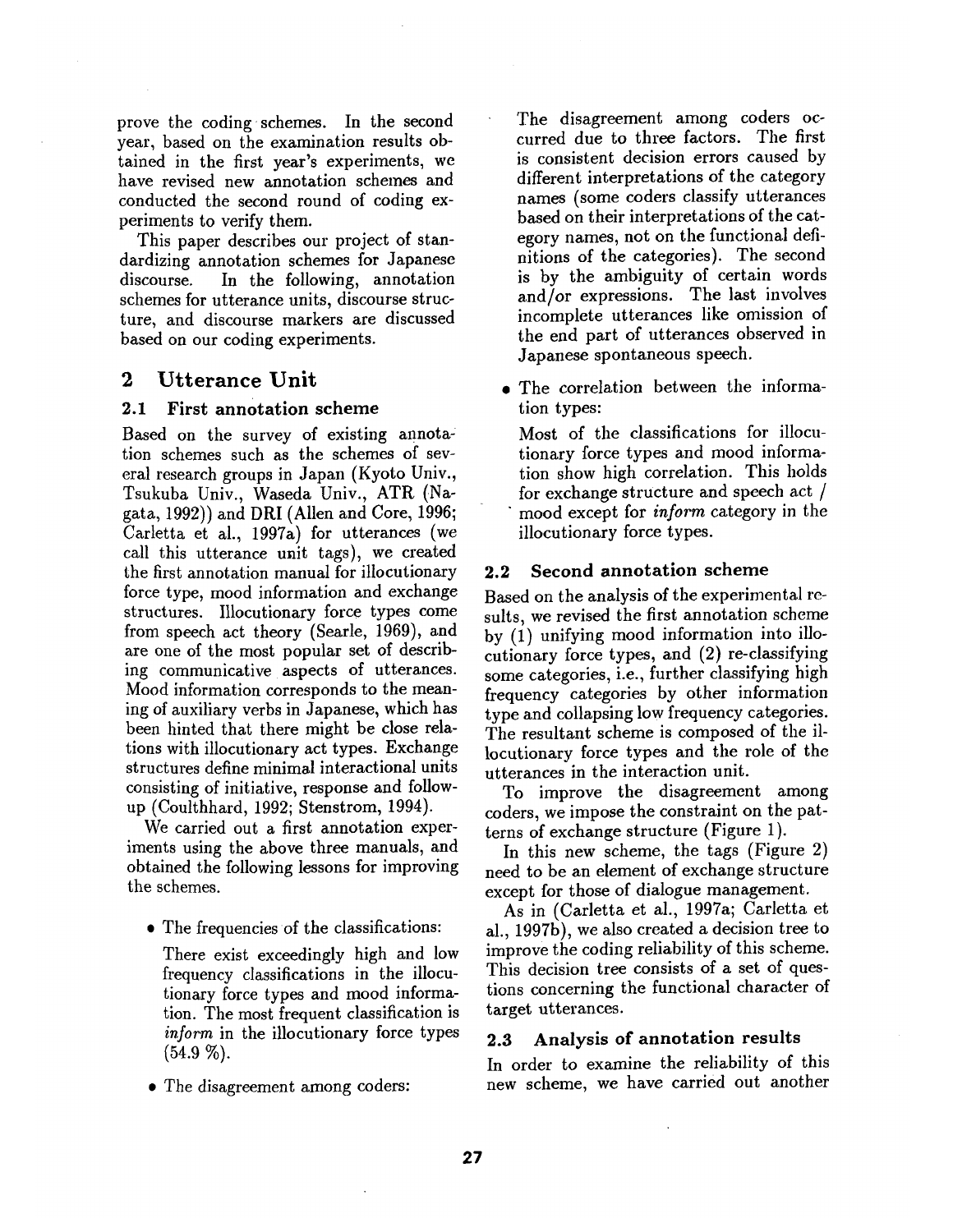prove the coding schemes. In the second year, based on the examination results obtained in the first year's experiments, we have revised new annotation schemes and conducted the second round of coding experiments to verify them.

This paper describes our project of standardizing annotation schemes for Japanese discourse. In the following, annotation schemes for utterance units, discourse structure, and discourse markers are discussed based on our coding experiments.

## 2 Utterance Unit

### 2.1 First annotation scheme

Based on the survey of existing annotation schemes such as the schemes of several research groups in Japan (Kyoto Univ., Tsukuba Univ., Waseda Univ., ATR (Nagata, 1992)) and DRI (Allen and Core, 1996; Carletta et al., 1997a) for utterances (we call this utterance unit tags), we created the first annotation manual for illocutionary force type, mood information and exchange structures. Illocutionary force types come from speech act theory (Searle, 1969), and are one of the most popular set of describing communicative aspects of utterances. Mood information corresponds to the meaning of auxiliary verbs in Japanese, which has been hinted that there might be close relations with illocutionary act types. Exchange structures define minimal interactional units consisting of initiative, response and follow-up (Coulthhard, 1992; Stenstrom, 1994).

We carried out a first annotation experiments using the above three manuals, and obtained the following lessons for improving the schemes.

- The frequencies of the classifications:

  There exist exceedingly high and low frequency classifications in the illocutionary force types and mood information. The most frequent classification is *inform* in the illocutionary force types (54.9 %).

- The disagreement among coders:

  The disagreement among coders occurred due to three factors. The first is consistent decision errors caused by different interpretations of the category names (some coders classify utterances based on their interpretations of the category names, not on the functional definitions of the categories). The second is by the ambiguity of certain words and/or expressions. The last involves incomplete utterances like omission of the end part of utterances observed in Japanese spontaneous speech.

- The correlation between the information types:

  Most of the classifications for illocutionary force types and mood information show high correlation. This holds for exchange structure and speech act / mood except for *inform* category in the illocutionary force types.

### 2.2 Second annotation scheme

Based on the analysis of the experimental results, we revised the first annotation scheme by (1) unifying mood information into illocutionary force types, and (2) re-classifying some categories, i.e., further classifying high frequency categories by other information type and collapsing low frequency categories. The resultant scheme is composed of the illocutionary force types and the role of the utterances in the interaction unit.

To improve the disagreement among coders, we impose the constraint on the patterns of exchange structure (Figure 1).

In this new scheme, the tags (Figure 2) need to be an element of exchange structure except for those of dialogue management.

As in (Carletta et al., 1997a; Carletta et al., 1997b), we also created a decision tree to improve the coding reliability of this scheme. This decision tree consists of a set of questions concerning the functional character of target utterances.

### 2.3 Analysis of annotation results

In order to examine the reliability of this new scheme, we have carried out another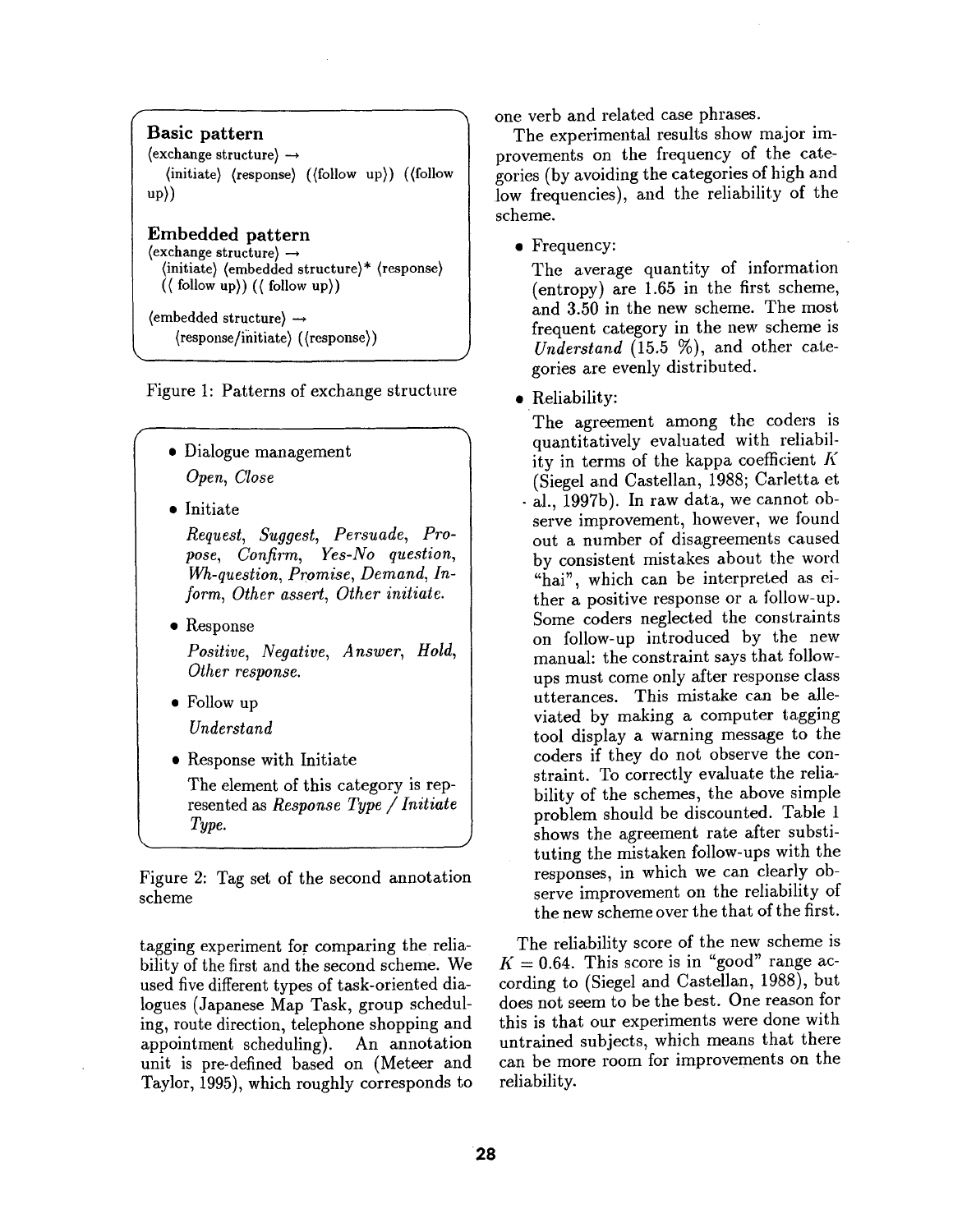**Basic pattern**

⟨exchange structure⟩ →
⟨initiate⟩ ⟨response⟩ ((⟨follow up⟩)) ((⟨follow up⟩))

**Embedded pattern**

⟨exchange structure⟩ →
⟨initiate⟩ ⟨embedded structure⟩* ⟨response⟩ ((⟨ follow up⟩)) ((⟨ follow up⟩))

⟨embedded structure⟩ →
⟨response/initiate⟩ ((⟨response⟩))

Figure 1: Patterns of exchange structure

- Dialogue management

  *Open, Close*

- Initiate

  *Request, Suggest, Persuade, Propose, Confirm, Yes-No question, Wh-question, Promise, Demand, Inform, Other assert, Other initiate.*

- Response

  *Positive, Negative, Answer, Hold, Other response.*

- Follow up

  *Understand*

- Response with Initiate

  The element of this category is represented as *Response Type / Initiate Type.*

Figure 2: Tag set of the second annotation scheme

tagging experiment for comparing the reliability of the first and the second scheme. We used five different types of task-oriented dialogues (Japanese Map Task, group scheduling, route direction, telephone shopping and appointment scheduling). An annotation unit is pre-defined based on (Meteer and Taylor, 1995), which roughly corresponds to one verb and related case phrases.

The experimental results show major improvements on the frequency of the categories (by avoiding the categories of high and low frequencies), and the reliability of the scheme.

- Frequency:

  The average quantity of information (entropy) are 1.65 in the first scheme, and 3.50 in the new scheme. The most frequent category in the new scheme is *Understand* (15.5 %), and other categories are evenly distributed.

- Reliability:

  The agreement among the coders is quantitatively evaluated with reliability in terms of the kappa coefficient $K$ (Siegel and Castellan, 1988; Carletta et al., 1997b). In raw data, we cannot observe improvement, however, we found out a number of disagreements caused by consistent mistakes about the word "hai", which can be interpreted as either a positive response or a follow-up. Some coders neglected the constraints on follow-up introduced by the new manual: the constraint says that follow-ups must come only after response class utterances. This mistake can be alleviated by making a computer tagging tool display a warning message to the coders if they do not observe the constraint. To correctly evaluate the reliability of the schemes, the above simple problem should be discounted. Table 1 shows the agreement rate after substituting the mistaken follow-ups with the responses, in which we can clearly observe improvement on the reliability of the new scheme over the that of the first.

The reliability score of the new scheme is $K = 0.64$. This score is in "good" range according to (Siegel and Castellan, 1988), but does not seem to be the best. One reason for this is that our experiments were done with untrained subjects, which means that there can be more room for improvements on the reliability.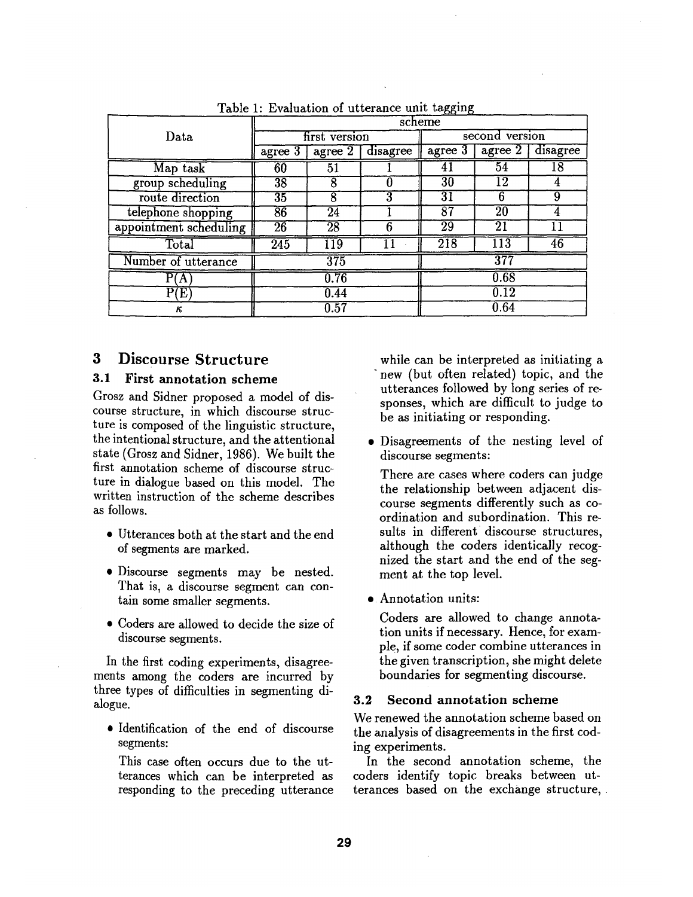Table 1: Evaluation of utterance unit tagging

| Data | scheme | | | | | |
|---|---|---|---|---|---|---|
| | first version | | | second version | | |
| | agree 3 | agree 2 | disagree | agree 3 | agree 2 | disagree |
| Map task | 60 | 51 | 1 | 41 | 54 | 18 |
| group scheduling | 38 | 8 | 0 | 30 | 12 | 4 |
| route direction | 35 | 8 | 3 | 31 | 6 | 9 |
| telephone shopping | 86 | 24 | 1 | 87 | 20 | 4 |
| appointment scheduling | 26 | 28 | 6 | 29 | 21 | 11 |
| Total | 245 | 119 | 11 | 218 | 113 | 46 |
| Number of utterance | 375 | | | 377 | | |
| P(A) | 0.76 | | | 0.68 | | |
| P(E) | 0.44 | | | 0.12 | | |
| $\kappa$ | 0.57 | | | 0.64 | | |

## 3 Discourse Structure

### 3.1 First annotation scheme

Grosz and Sidner proposed a model of discourse structure, in which discourse structure is composed of the linguistic structure, the intentional structure, and the attentional state (Grosz and Sidner, 1986). We built the first annotation scheme of discourse structure in dialogue based on this model. The written instruction of the scheme describes as follows.

- Utterances both at the start and the end of segments are marked.
- Discourse segments may be nested. That is, a discourse segment can contain some smaller segments.
- Coders are allowed to decide the size of discourse segments.

In the first coding experiments, disagreements among the coders are incurred by three types of difficulties in segmenting dialogue.

- Identification of the end of discourse segments:

  This case often occurs due to the utterances which can be interpreted as responding to the preceding utterance while can be interpreted as initiating a new (but often related) topic, and the utterances followed by long series of responses, which are difficult to judge to be as initiating or responding.

- Disagreements of the nesting level of discourse segments:

  There are cases where coders can judge the relationship between adjacent discourse segments differently such as coordination and subordination. This results in different discourse structures, although the coders identically recognized the start and the end of the segment at the top level.

- Annotation units:

  Coders are allowed to change annotation units if necessary. Hence, for example, if some coder combine utterances in the given transcription, she might delete boundaries for segmenting discourse.

### 3.2 Second annotation scheme

We renewed the annotation scheme based on the analysis of disagreements in the first coding experiments.

In the second annotation scheme, the coders identify topic breaks between utterances based on the exchange structure,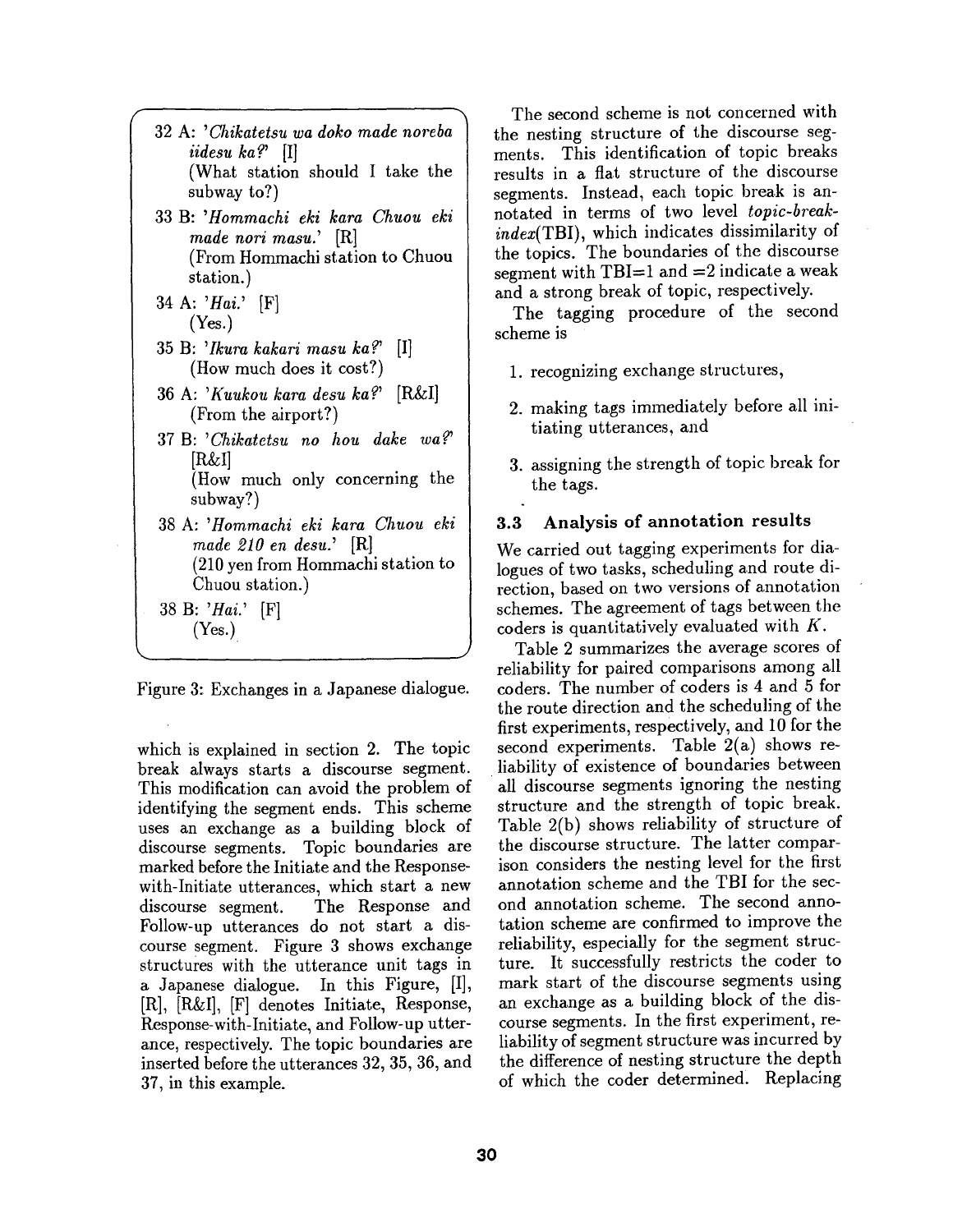32 A: *'Chikatetsu wa doko made noreba iidesu ka?'* [I]
(What station should I take the subway to?)

33 B: *'Hommachi eki kara Chuou eki made nori masu.'* [R]
(From Hommachi station to Chuou station.)

34 A: *'Hai.'* [F]
(Yes.)

35 B: *'Ikura kakari masu ka?'* [I]
(How much does it cost?)

36 A: *'Kuukou kara desu ka?'* [R&I]
(From the airport?)

37 B: *'Chikatetsu no hou dake wa?'* [R&I]
(How much only concerning the subway?)

38 A: *'Hommachi eki kara Chuou eki made 210 en desu.'* [R]
(210 yen from Hommachi station to Chuou station.)

38 B: *'Hai.'* [F]
(Yes.)

Figure 3: Exchanges in a Japanese dialogue.

which is explained in section 2. The topic break always starts a discourse segment. This modification can avoid the problem of identifying the segment ends. This scheme uses an exchange as a building block of discourse segments. Topic boundaries are marked before the Initiate and the Response-with-Initiate utterances, which start a new discourse segment. The Response and Follow-up utterances do not start a discourse segment. Figure 3 shows exchange structures with the utterance unit tags in a Japanese dialogue. In this Figure, [I], [R], [R&I], [F] denotes Initiate, Response, Response-with-Initiate, and Follow-up utterance, respectively. The topic boundaries are inserted before the utterances 32, 35, 36, and 37, in this example.

The second scheme is not concerned with the nesting structure of the discourse segments. This identification of topic breaks results in a flat structure of the discourse segments. Instead, each topic break is annotated in terms of two level *topic-break-index*(TBI), which indicates dissimilarity of the topics. The boundaries of the discourse segment with TBI=1 and =2 indicate a weak and a strong break of topic, respectively.

The tagging procedure of the second scheme is

1. recognizing exchange structures,
2. making tags immediately before all initiating utterances, and
3. assigning the strength of topic break for the tags.

### 3.3 Analysis of annotation results

We carried out tagging experiments for dialogues of two tasks, scheduling and route direction, based on two versions of annotation schemes. The agreement of tags between the coders is quantitatively evaluated with $K$.

Table 2 summarizes the average scores of reliability for paired comparisons among all coders. The number of coders is 4 and 5 for the route direction and the scheduling of the first experiments, respectively, and 10 for the second experiments. Table 2(a) shows reliability of existence of boundaries between all discourse segments ignoring the nesting structure and the strength of topic break. Table 2(b) shows reliability of structure of the discourse structure. The latter comparison considers the nesting level for the first annotation scheme and the TBI for the second annotation scheme. The second annotation scheme are confirmed to improve the reliability, especially for the segment structure. It successfully restricts the coder to mark start of the discourse segments using an exchange as a building block of the discourse segments. In the first experiment, reliability of segment structure was incurred by the difference of nesting structure the depth of which the coder determined. Replacing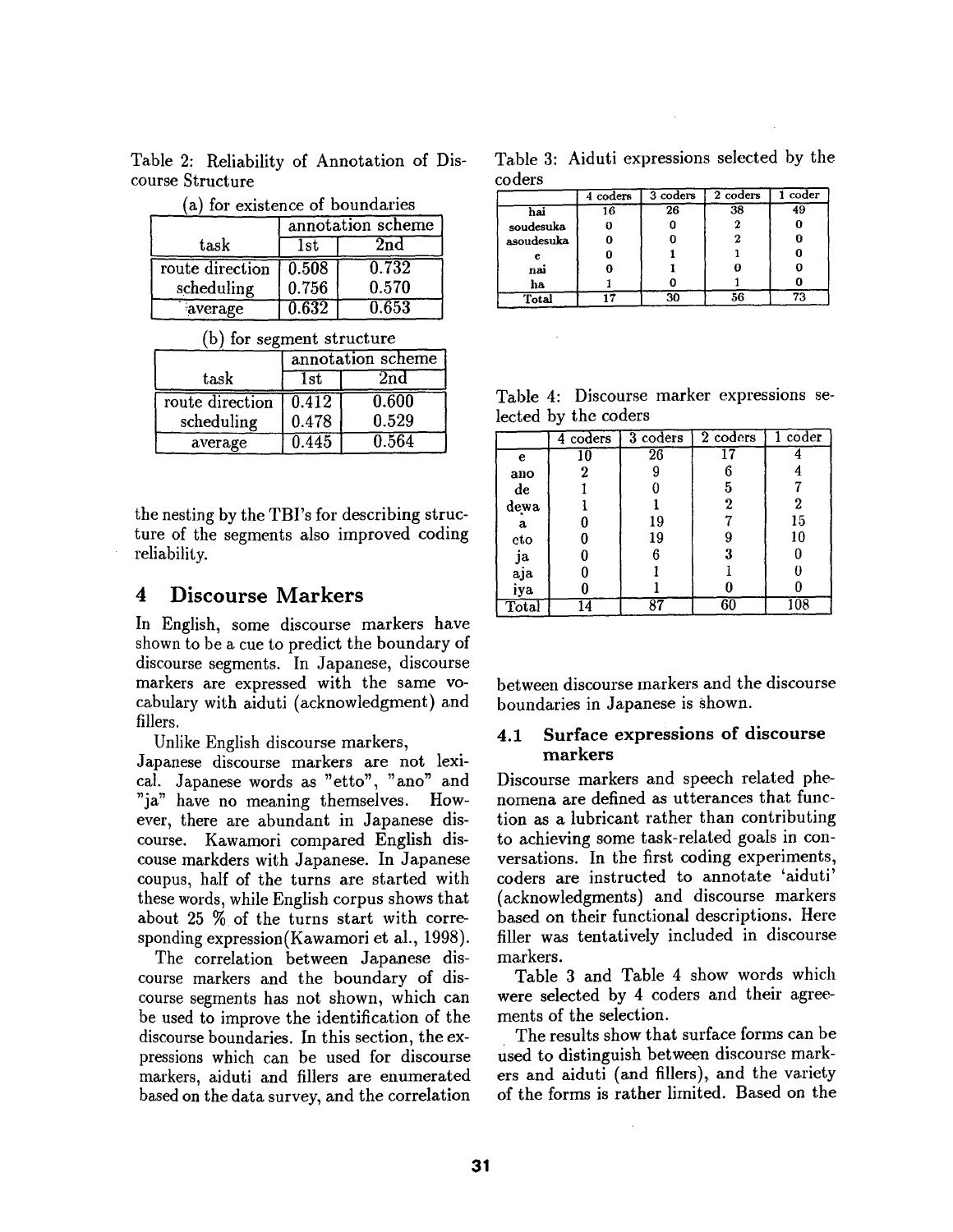Table 2: Reliability of Annotation of Discourse Structure

(a) for existence of boundaries

| task | annotation scheme | |
|---|---|---|
| | 1st | 2nd |
| route direction | 0.508 | 0.732 |
| scheduling | 0.756 | 0.570 |
| average | 0.632 | 0.653 |

(b) for segment structure

| task | annotation scheme | |
|---|---|---|
| | 1st | 2nd |
| route direction | 0.412 | 0.600 |
| scheduling | 0.478 | 0.529 |
| average | 0.445 | 0.564 |

the nesting by the TBI's for describing structure of the segments also improved coding reliability.

## 4 Discourse Markers

In English, some discourse markers have shown to be a cue to predict the boundary of discourse segments. In Japanese, discourse markers are expressed with the same vocabulary with aiduti (acknowledgment) and fillers.

Unlike English discourse markers, Japanese discourse markers are not lexical. Japanese words as "etto", "ano" and "ja" have no meaning themselves. However, there are abundant in Japanese discourse. Kawamori compared English discouse markders with Japanese. In Japanese coupus, half of the turns are started with these words, while English corpus shows that about 25 % of the turns start with corresponding expression(Kawamori et al., 1998).

The correlation between Japanese discourse markers and the boundary of discourse segments has not shown, which can be used to improve the identification of the discourse boundaries. In this section, the expressions which can be used for discourse markers, aiduti and fillers are enumerated based on the data survey, and the correlation between discourse markers and the discourse boundaries in Japanese is shown.

Table 3: Aiduti expressions selected by the coders

| | 4 coders | 3 coders | 2 coders | 1 coder |
|---|---|---|---|---|
| hai | 16 | 26 | 38 | 49 |
| soudesuka | 0 | 0 | 2 | 0 |
| asoudesuka | 0 | 0 | 2 | 0 |
| e | 0 | 1 | 1 | 0 |
| nai | 0 | 1 | 0 | 0 |
| ha | 1 | 0 | 1 | 0 |
| Total | 17 | 30 | 56 | 73 |

Table 4: Discourse marker expressions selected by the coders

| | 4 coders | 3 coders | 2 coders | 1 coder |
|---|---|---|---|---|
| e | 10 | 26 | 17 | 4 |
| ano | 2 | 9 | 6 | 4 |
| de | 1 | 0 | 5 | 7 |
| dewa | 1 | 1 | 2 | 2 |
| a | 0 | 19 | 7 | 15 |
| eto | 0 | 19 | 9 | 10 |
| ja | 0 | 6 | 3 | 0 |
| aja | 0 | 1 | 1 | 0 |
| iya | 0 | 1 | 0 | 0 |
| Total | 14 | 87 | 60 | 108 |

### 4.1 Surface expressions of discourse markers

Discourse markers and speech related phenomena are defined as utterances that function as a lubricant rather than contributing to achieving some task-related goals in conversations. In the first coding experiments, coders are instructed to annotate 'aiduti' (acknowledgments) and discourse markers based on their functional descriptions. Here filler was tentatively included in discourse markers.

Table 3 and Table 4 show words which were selected by 4 coders and their agreements of the selection.

The results show that surface forms can be used to distinguish between discourse markers and aiduti (and fillers), and the variety of the forms is rather limited. Based on the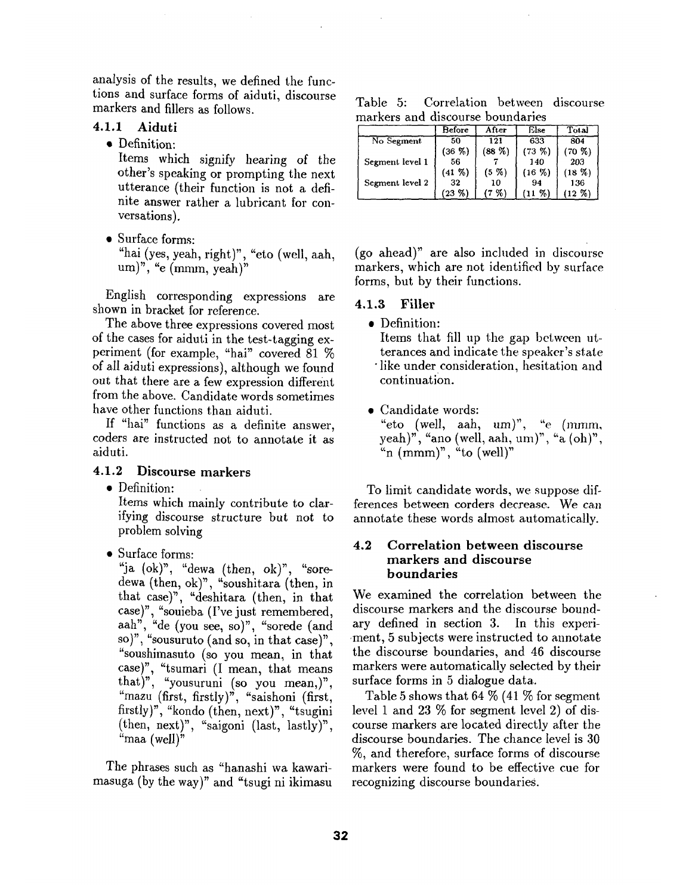analysis of the results, we defined the functions and surface forms of aiduti, discourse markers and fillers as follows.

### 4.1.1 Aiduti

- Definition:
  Items which signify hearing of the other's speaking or prompting the next utterance (their function is not a definite answer rather a lubricant for conversations).

- Surface forms:
  "hai (yes, yeah, right)", "eto (well, aah, um)", "e (mmm, yeah)"

English corresponding expressions are shown in bracket for reference.

The above three expressions covered most of the cases for aiduti in the test-tagging experiment (for example, "hai" covered 81 % of all aiduti expressions), although we found out that there are a few expression different from the above. Candidate words sometimes have other functions than aiduti.

If "hai" functions as a definite answer, coders are instructed not to annotate it as aiduti.

### 4.1.2 Discourse markers

- Definition:
  Items which mainly contribute to clarifying discourse structure but not to problem solving

- Surface forms:
  "ja (ok)", "dewa (then, ok)", "soredewa (then, ok)", "soushitara (then, in that case)", "deshitara (then, in that case)", "souieba (I've just remembered, aah", "de (you see, so)", "sorede (and so)", "sousuruto (and so, in that case)", "soushimasuto (so you mean, in that case)", "tsumari (I mean, that means that)", "yousuruni (so you mean,)", "mazu (first, firstly)", "saishoni (first, firstly)", "kondo (then, next)", "tsugini (then, next)", "saigoni (last, lastly)", "maa (well)"

The phrases such as "hanashi wa kawarimasuga (by the way)" and "tsugi ni ikimasu (go ahead)" are also included in discourse markers, which are not identified by surface forms, but by their functions.

Table 5: Correlation between discourse markers and discourse boundaries

| | Before | After | Else | Total |
|---|---|---|---|---|
| No Segment | 50 (36 %) | 121 (88 %) | 633 (73 %) | 804 (70 %) |
| Segment level 1 | 56 (41 %) | 7 (5 %) | 140 (16 %) | 203 (18 %) |
| Segment level 2 | 32 (23 %) | 10 (7 %) | 94 (11 %) | 136 (12 %) |

### 4.1.3 Filler

- Definition:
  Items that fill up the gap between utterances and indicate the speaker's state like under consideration, hesitation and continuation.

- Candidate words:
  "eto (well, aah, um)", "e (mmm, yeah)", "ano (well, aah, um)", "a (oh)", "n (mmm)", "to (well)"

To limit candidate words, we suppose differences between corders decrease. We can annotate these words almost automatically.

## 4.2 Correlation between discourse markers and discourse boundaries

We examined the correlation between the discourse markers and the discourse boundary defined in section 3. In this experiment, 5 subjects were instructed to annotate the discourse boundaries, and 46 discourse markers were automatically selected by their surface forms in 5 dialogue data.

Table 5 shows that 64 % (41 % for segment level 1 and 23 % for segment level 2) of discourse markers are located directly after the discourse boundaries. The chance level is 30 %, and therefore, surface forms of discourse markers were found to be effective cue for recognizing discourse boundaries.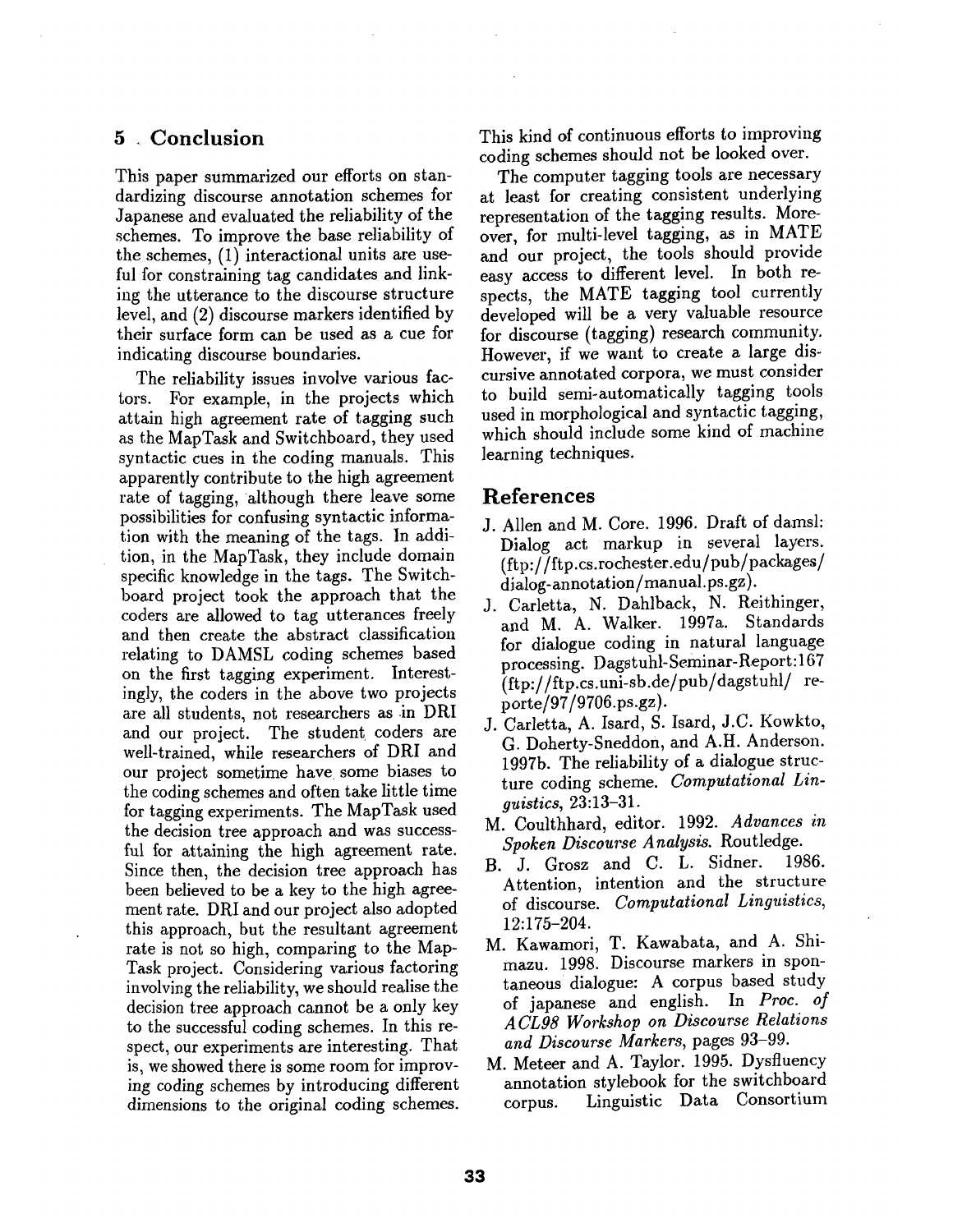## 5 Conclusion

This paper summarized our efforts on standardizing discourse annotation schemes for Japanese and evaluated the reliability of the schemes. To improve the base reliability of the schemes, (1) interactional units are useful for constraining tag candidates and linking the utterance to the discourse structure level, and (2) discourse markers identified by their surface form can be used as a cue for indicating discourse boundaries.

The reliability issues involve various factors. For example, in the projects which attain high agreement rate of tagging such as the MapTask and Switchboard, they used syntactic cues in the coding manuals. This apparently contribute to the high agreement rate of tagging, although there leave some possibilities for confusing syntactic information with the meaning of the tags. In addition, in the MapTask, they include domain specific knowledge in the tags. The Switchboard project took the approach that the coders are allowed to tag utterances freely and then create the abstract classification relating to DAMSL coding schemes based on the first tagging experiment. Interestingly, the coders in the above two projects are all students, not researchers as in DRI and our project. The student coders are well-trained, while researchers of DRI and our project sometime have some biases to the coding schemes and often take little time for tagging experiments. The MapTask used the decision tree approach and was successful for attaining the high agreement rate. Since then, the decision tree approach has been believed to be a key to the high agreement rate. DRI and our project also adopted this approach, but the resultant agreement rate is not so high, comparing to the MapTask project. Considering various factoring involving the reliability, we should realise the decision tree approach cannot be a only key to the successful coding schemes. In this respect, our experiments are interesting. That is, we showed there is some room for improving coding schemes by introducing different dimensions to the original coding schemes. This kind of continuous efforts to improving coding schemes should not be looked over.

The computer tagging tools are necessary at least for creating consistent underlying representation of the tagging results. Moreover, for multi-level tagging, as in MATE and our project, the tools should provide easy access to different level. In both respects, the MATE tagging tool currently developed will be a very valuable resource for discourse (tagging) research community. However, if we want to create a large discursive annotated corpora, we must consider to build semi-automatically tagging tools used in morphological and syntactic tagging, which should include some kind of machine learning techniques.

## References

J. Allen and M. Core. 1996. Draft of damsl: Dialog act markup in several layers. (ftp://ftp.cs.rochester.edu/pub/packages/dialog-annotation/manual.ps.gz).

J. Carletta, N. Dahlback, N. Reithinger, and M. A. Walker. 1997a. Standards for dialogue coding in natural language processing. Dagstuhl-Seminar-Report:167 (ftp://ftp.cs.uni-sb.de/pub/dagstuhl/reporte/97/9706.ps.gz).

J. Carletta, A. Isard, S. Isard, J.C. Kowkto, G. Doherty-Sneddon, and A.H. Anderson. 1997b. The reliability of a dialogue structure coding scheme. *Computational Linguistics*, 23:13–31.

M. Coulthhard, editor. 1992. *Advances in Spoken Discourse Analysis.* Routledge.

B. J. Grosz and C. L. Sidner. 1986. Attention, intention and the structure of discourse. *Computational Linguistics*, 12:175–204.

M. Kawamori, T. Kawabata, and A. Shimazu. 1998. Discourse markers in spontaneous dialogue: A corpus based study of japanese and english. In *Proc. of ACL98 Workshop on Discourse Relations and Discourse Markers*, pages 93–99.

M. Meteer and A. Taylor. 1995. Dysfluency annotation stylebook for the switchboard corpus. Linguistic Data Consortium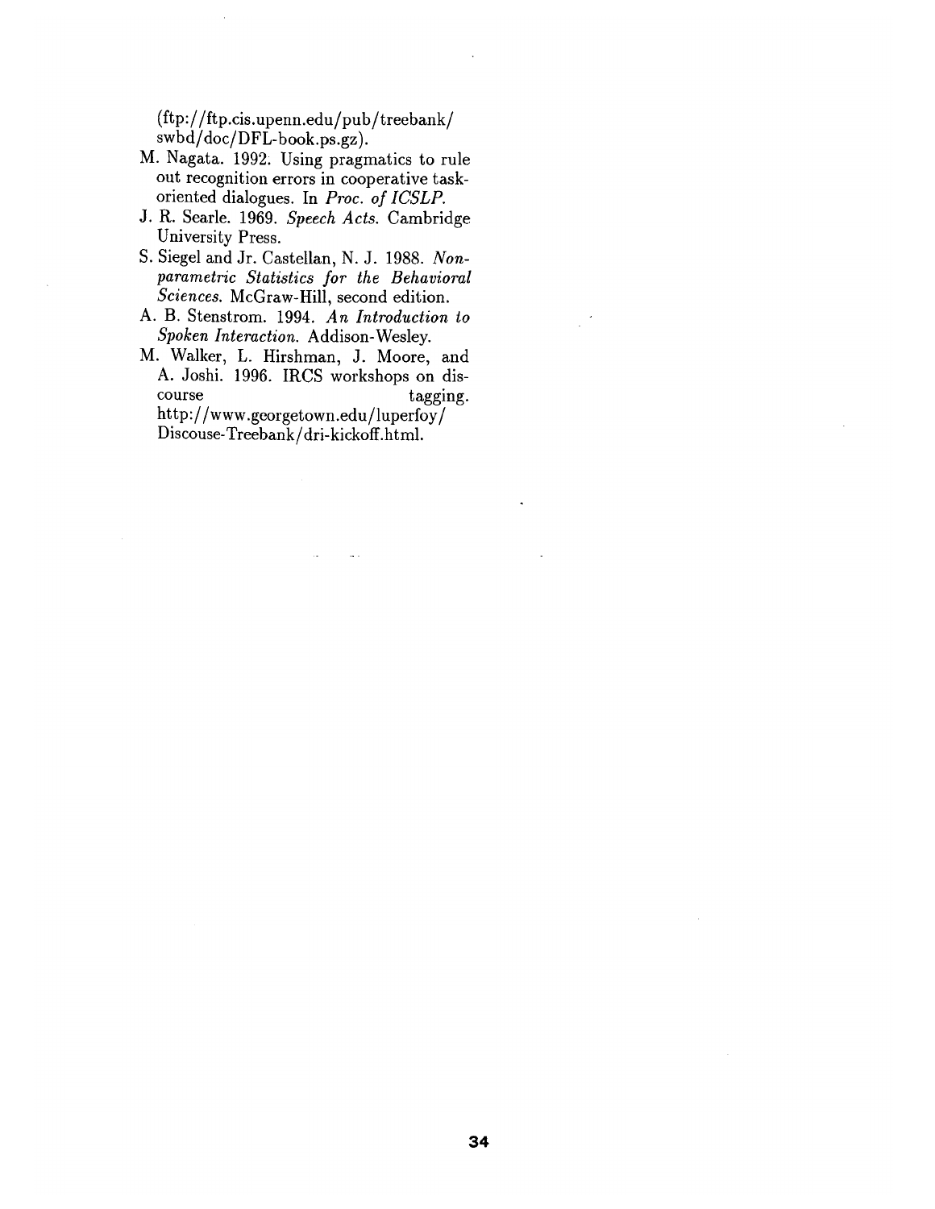(ftp://ftp.cis.upenn.edu/pub/treebank/swbd/doc/DFL-book.ps.gz).

M. Nagata. 1992. Using pragmatics to rule out recognition errors in cooperative task-oriented dialogues. In *Proc. of ICSLP.*

J. R. Searle. 1969. *Speech Acts.* Cambridge University Press.

S. Siegel and Jr. Castellan, N. J. 1988. *Non-parametric Statistics for the Behavioral Sciences.* McGraw-Hill, second edition.

A. B. Stenstrom. 1994. *An Introduction to Spoken Interaction.* Addison-Wesley.

M. Walker, L. Hirshman, J. Moore, and A. Joshi. 1996. IRCS workshops on discourse tagging. http://www.georgetown.edu/luperfoy/Discouse-Treebank/dri-kickoff.html.